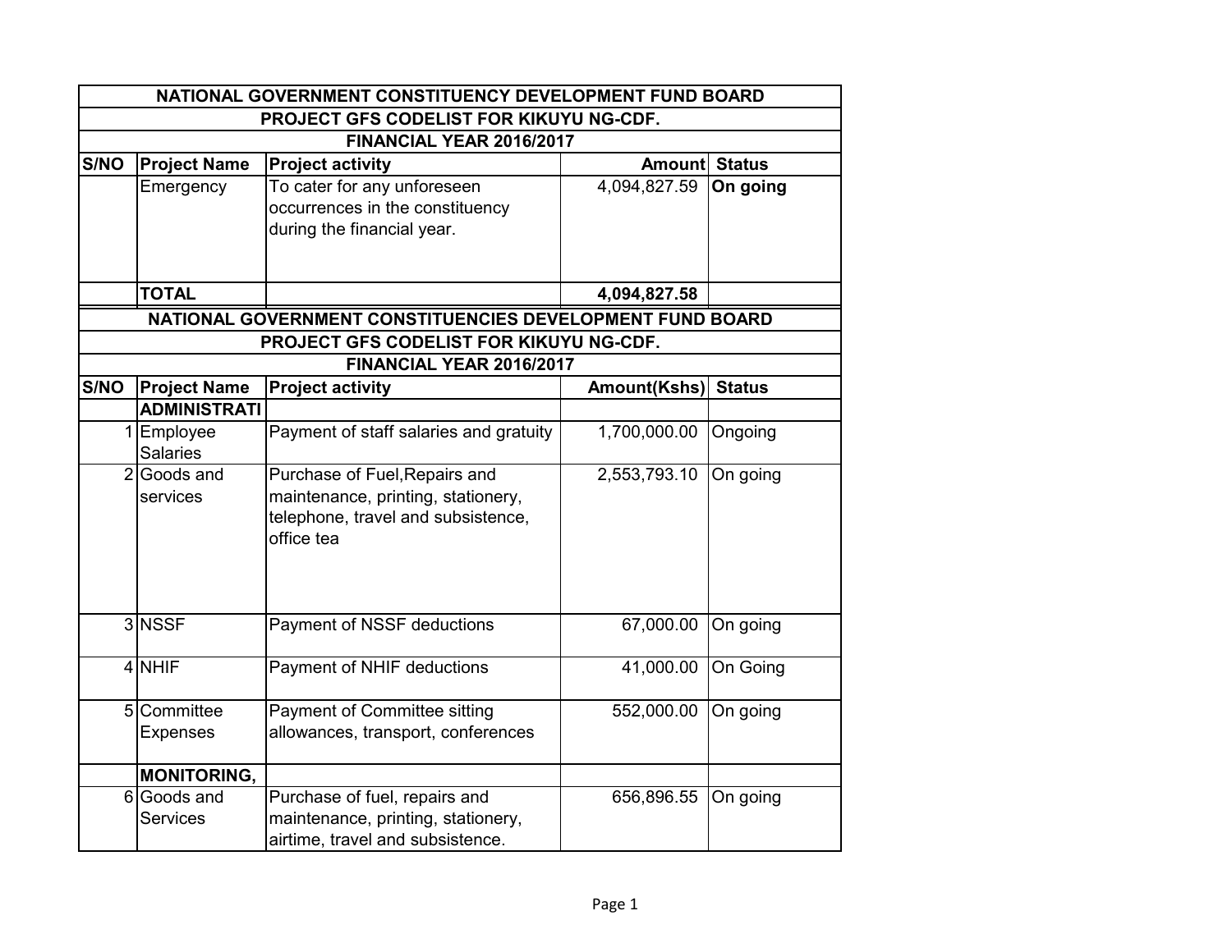| NATIONAL GOVERNMENT CONSTITUENCY DEVELOPMENT FUND BOARD | | | | |
|---|---|---|---|---|
| PROJECT GFS CODELIST FOR KIKUYU NG-CDF. | | | | |
| FINANCIAL YEAR 2016/2017 | | | | |
| **S/NO** | **Project Name** | **Project activity** | **Amount** | **Status** |
| | Emergency | To cater for any unforeseen occurrences in the constituency during the financial year. | 4,094,827.59 | **On going** |
| | **TOTAL** | | **4,094,827.58** | |

| NATIONAL GOVERNMENT CONSTITUENCIES DEVELOPMENT FUND BOARD | | | | |
|---|---|---|---|---|
| PROJECT GFS CODELIST FOR KIKUYU NG-CDF. | | | | |
| FINANCIAL YEAR 2016/2017 | | | | |
| **S/NO** | **Project Name** | **Project activity** | **Amount(Kshs)** | **Status** |
| | **ADMINISTRATI** | | | |
| 1 | Employee Salaries | Payment of staff salaries and gratuity | 1,700,000.00 | Ongoing |
| 2 | Goods and services | Purchase of Fuel,Repairs and maintenance, printing, stationery, telephone, travel and subsistence, office tea | 2,553,793.10 | On going |
| 3 | NSSF | Payment of NSSF deductions | 67,000.00 | On going |
| 4 | NHIF | Payment of NHIF deductions | 41,000.00 | On Going |
| 5 | Committee Expenses | Payment of Committee sitting allowances, transport, conferences | 552,000.00 | On going |
| | **MONITORING,** | | | |
| 6 | Goods and Services | Purchase of fuel, repairs and maintenance, printing, stationery, airtime, travel and subsistence. | 656,896.55 | On going |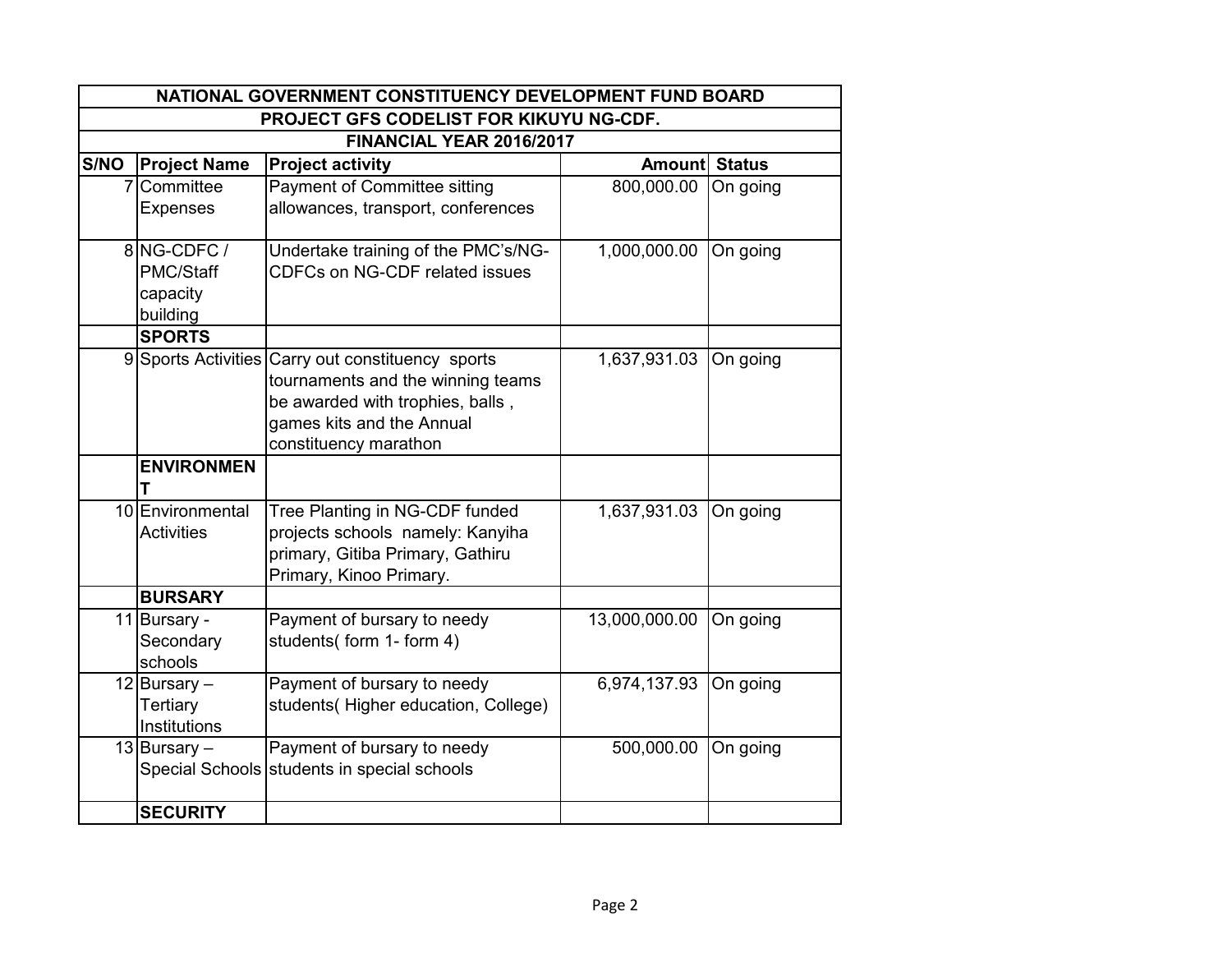| NATIONAL GOVERNMENT CONSTITUENCY DEVELOPMENT FUND BOARD | | | | |
|---|---|---|---|---|
| PROJECT GFS CODELIST FOR KIKUYU NG-CDF. | | | | |
| FINANCIAL YEAR 2016/2017 | | | | |
| **S/NO** | **Project Name** | **Project activity** | **Amount** | **Status** |
| 7 | Committee Expenses | Payment of Committee sitting allowances, transport, conferences | 800,000.00 | On going |
| 8 | NG-CDFC / PMC/Staff capacity building | Undertake training of the PMC's/NG-CDFCs on NG-CDF related issues | 1,000,000.00 | On going |
| | **SPORTS** | | | |
| 9 | Sports Activities | Carry out constituency sports tournaments and the winning teams be awarded with trophies, balls , games kits and the Annual constituency marathon | 1,637,931.03 | On going |
| | **ENVIRONMENT** | | | |
| 10 | Environmental Activities | Tree Planting in NG-CDF funded projects schools namely: Kanyiha primary, Gitiba Primary, Gathiru Primary, Kinoo Primary. | 1,637,931.03 | On going |
| | **BURSARY** | | | |
| 11 | Bursary - Secondary schools | Payment of bursary to needy students( form 1- form 4) | 13,000,000.00 | On going |
| 12 | Bursary – Tertiary Institutions | Payment of bursary to needy students( Higher education, College) | 6,974,137.93 | On going |
| 13 | Bursary – Special Schools | Payment of bursary to needy students in special schools | 500,000.00 | On going |
| | **SECURITY** | | | |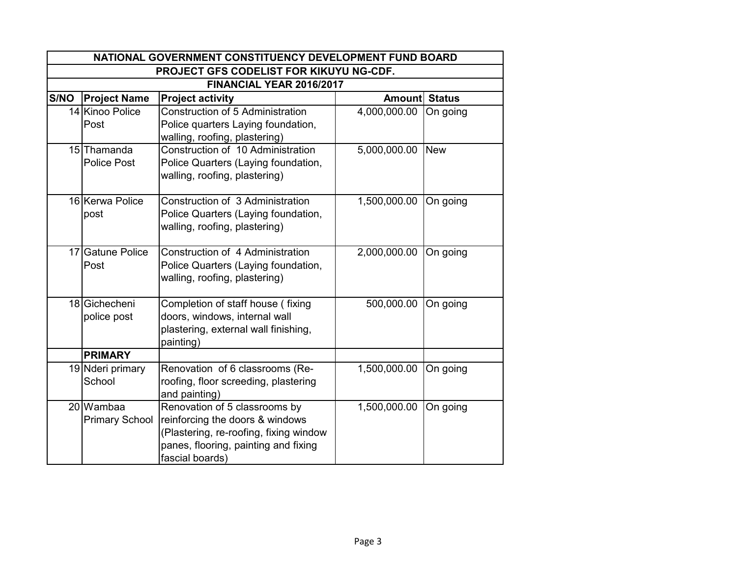| NATIONAL GOVERNMENT CONSTITUENCY DEVELOPMENT FUND BOARD | | | | |
|---|---|---|---|---|
| PROJECT GFS CODELIST FOR KIKUYU NG-CDF. | | | | |
| FINANCIAL YEAR 2016/2017 | | | | |
| **S/NO** | **Project Name** | **Project activity** | **Amount** | **Status** |
| 14 | Kinoo Police Post | Construction of 5 Administration Police quarters Laying foundation, walling, roofing, plastering) | 4,000,000.00 | On going |
| 15 | Thamanda Police Post | Construction of 10 Administration Police Quarters (Laying foundation, walling, roofing, plastering) | 5,000,000.00 | New |
| 16 | Kerwa Police post | Construction of 3 Administration Police Quarters (Laying foundation, walling, roofing, plastering) | 1,500,000.00 | On going |
| 17 | Gatune Police Post | Construction of 4 Administration Police Quarters (Laying foundation, walling, roofing, plastering) | 2,000,000.00 | On going |
| 18 | Gichecheni police post | Completion of staff house ( fixing doors, windows, internal wall plastering, external wall finishing, painting) | 500,000.00 | On going |
| | **PRIMARY** | | | |
| 19 | Nderi primary School | Renovation of 6 classrooms (Re-roofing, floor screeding, plastering and painting) | 1,500,000.00 | On going |
| 20 | Wambaa Primary School | Renovation of 5 classrooms by reinforcing the doors & windows (Plastering, re-roofing, fixing window panes, flooring, painting and fixing fascial boards) | 1,500,000.00 | On going |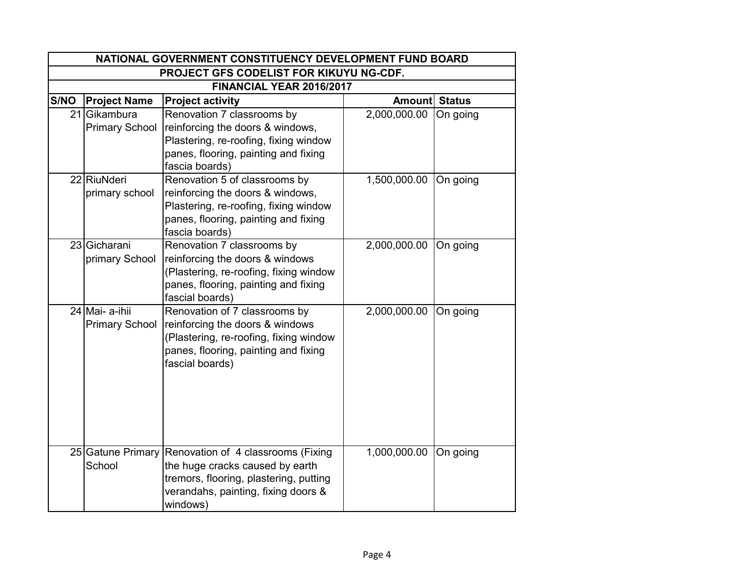| NATIONAL GOVERNMENT CONSTITUENCY DEVELOPMENT FUND BOARD | | | | |
|---|---|---|---|---|
| PROJECT GFS CODELIST FOR KIKUYU NG-CDF. | | | | |
| FINANCIAL YEAR 2016/2017 | | | | |
| S/NO | Project Name | Project activity | Amount | Status |
| 21 | Gikambura Primary School | Renovation 7 classrooms by reinforcing the doors & windows, Plastering, re-roofing, fixing window panes, flooring, painting and fixing fascia boards) | 2,000,000.00 | On going |
| 22 | RiuNderi primary school | Renovation 5 of classrooms by reinforcing the doors & windows, Plastering, re-roofing, fixing window panes, flooring, painting and fixing fascia boards) | 1,500,000.00 | On going |
| 23 | Gicharani primary School | Renovation 7 classrooms by reinforcing the doors & windows (Plastering, re-roofing, fixing window panes, flooring, painting and fixing fascial boards) | 2,000,000.00 | On going |
| 24 | Mai- a-ihii Primary School | Renovation of 7 classrooms by reinforcing the doors & windows (Plastering, re-roofing, fixing window panes, flooring, painting and fixing fascial boards) | 2,000,000.00 | On going |
| 25 | Gatune Primary School | Renovation of 4 classrooms (Fixing the huge cracks caused by earth tremors, flooring, plastering, putting verandahs, painting, fixing doors & windows) | 1,000,000.00 | On going |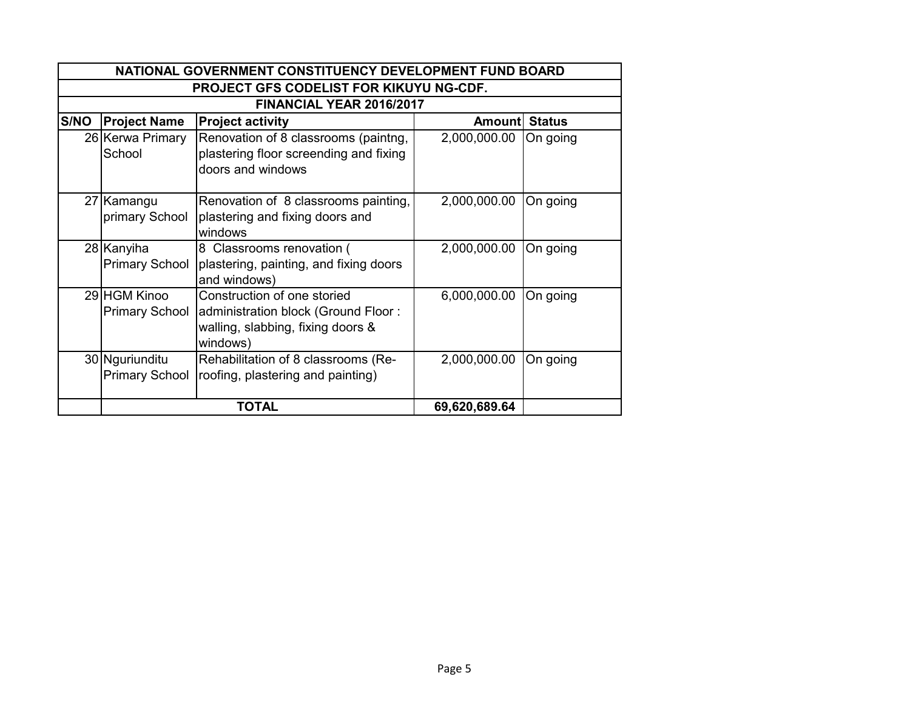| NATIONAL GOVERNMENT CONSTITUENCY DEVELOPMENT FUND BOARD | | | | |
|---|---|---|---|---|
| PROJECT GFS CODELIST FOR KIKUYU NG-CDF. | | | | |
| FINANCIAL YEAR 2016/2017 | | | | |
| **S/NO** | **Project Name** | **Project activity** | **Amount** | **Status** |
| 26 | Kerwa Primary School | Renovation of 8 classrooms (paintng, plastering floor screending and fixing doors and windows | 2,000,000.00 | On going |
| 27 | Kamangu primary School | Renovation of 8 classrooms painting, plastering and fixing doors and windows | 2,000,000.00 | On going |
| 28 | Kanyiha Primary School | 8 Classrooms renovation ( plastering, painting, and fixing doors and windows) | 2,000,000.00 | On going |
| 29 | HGM Kinoo Primary School | Construction of one storied administration block (Ground Floor : walling, slabbing, fixing doors & windows) | 6,000,000.00 | On going |
| 30 | Nguriunditu Primary School | Rehabilitation of 8 classrooms (Re-roofing, plastering and painting) | 2,000,000.00 | On going |
| | **TOTAL** | | **69,620,689.64** | |